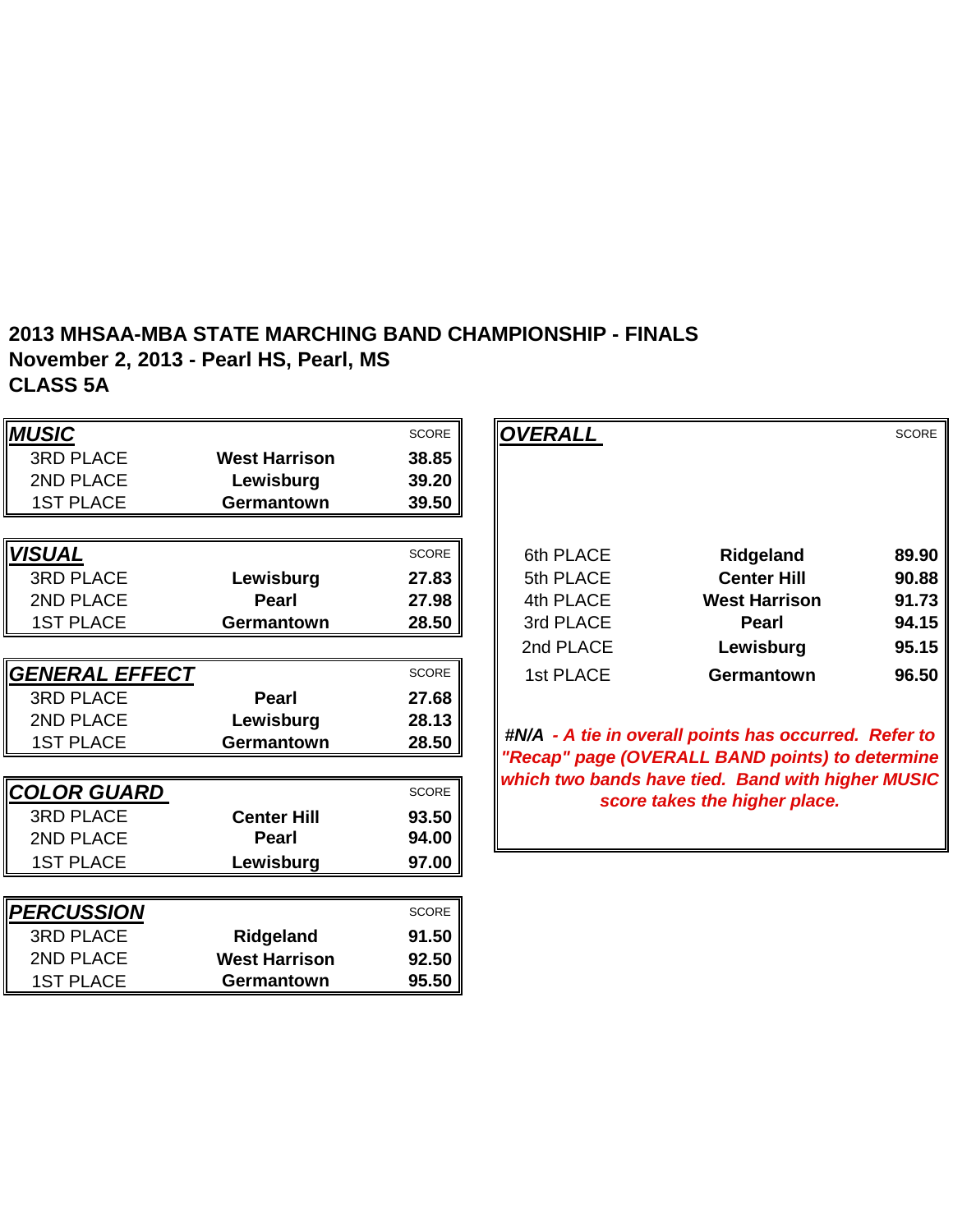**2013 MHSAA-MBA STATE MARCHING BAND CHAMPIONSHIP - FINALS**
**November 2, 2013 - Pearl HS, Pearl, MS**
**CLASS 5A**

| ***MUSIC*** | | SCORE |
|---|---|---|
| 3RD PLACE | **West Harrison** | **38.85** |
| 2ND PLACE | **Lewisburg** | **39.20** |
| 1ST PLACE | **Germantown** | **39.50** |

| ***VISUAL*** | | SCORE |
|---|---|---|
| 3RD PLACE | **Lewisburg** | **27.83** |
| 2ND PLACE | **Pearl** | **27.98** |
| 1ST PLACE | **Germantown** | **28.50** |

| ***GENERAL EFFECT*** | | SCORE |
|---|---|---|
| 3RD PLACE | **Pearl** | **27.68** |
| 2ND PLACE | **Lewisburg** | **28.13** |
| 1ST PLACE | **Germantown** | **28.50** |

| ***COLOR GUARD*** | | SCORE |
|---|---|---|
| 3RD PLACE | **Center Hill** | **93.50** |
| 2ND PLACE | **Pearl** | **94.00** |
| 1ST PLACE | **Lewisburg** | **97.00** |

| ***PERCUSSION*** | | SCORE |
|---|---|---|
| 3RD PLACE | **Ridgeland** | **91.50** |
| 2ND PLACE | **West Harrison** | **92.50** |
| 1ST PLACE | **Germantown** | **95.50** |

| ***OVERALL*** | | SCORE |
|---|---|---|
| 6th PLACE | **Ridgeland** | **89.90** |
| 5th PLACE | **Center Hill** | **90.88** |
| 4th PLACE | **West Harrison** | **91.73** |
| 3rd PLACE | **Pearl** | **94.15** |
| 2nd PLACE | **Lewisburg** | **95.15** |
| 1st PLACE | **Germantown** | **96.50** |

***#N/A - A tie in overall points has occurred. Refer to "Recap" page (OVERALL BAND points) to determine which two bands have tied. Band with higher MUSIC score takes the higher place.***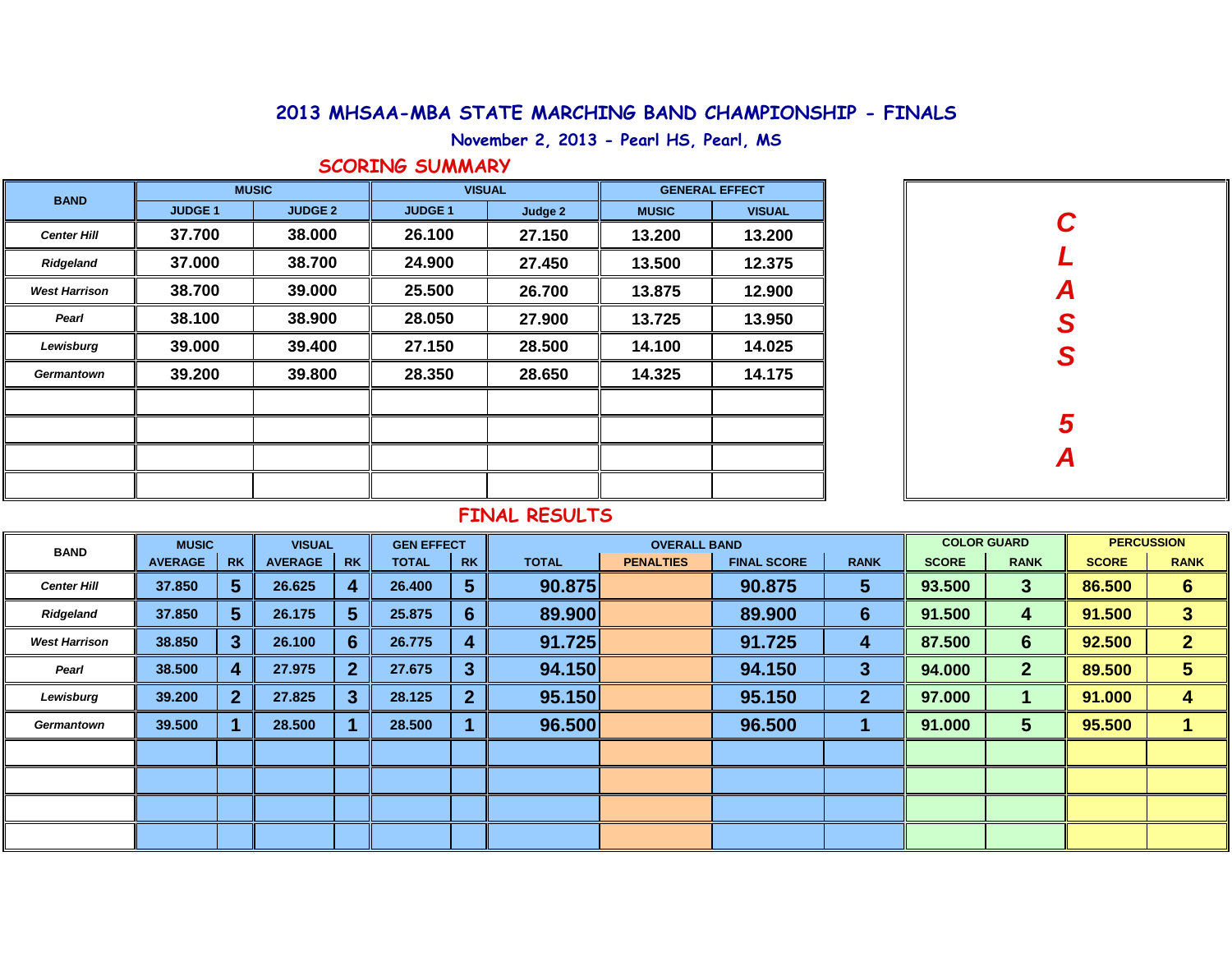# 2013 MHSAA-MBA STATE MARCHING BAND CHAMPIONSHIP - FINALS

**November 2, 2013 - Pearl HS, Pearl, MS**

## SCORING SUMMARY

**CLASS 5A**

| BAND | MUSIC | | VISUAL | | GENERAL EFFECT | |
|---|---|---|---|---|---|---|
| | JUDGE 1 | JUDGE 2 | JUDGE 1 | Judge 2 | MUSIC | VISUAL |
| *Center Hill* | 37.700 | 38.000 | 26.100 | 27.150 | 13.200 | 13.200 |
| *Ridgeland* | 37.000 | 38.700 | 24.900 | 27.450 | 13.500 | 12.375 |
| *West Harrison* | 38.700 | 39.000 | 25.500 | 26.700 | 13.875 | 12.900 |
| *Pearl* | 38.100 | 38.900 | 28.050 | 27.900 | 13.725 | 13.950 |
| *Lewisburg* | 39.000 | 39.400 | 27.150 | 28.500 | 14.100 | 14.025 |
| *Germantown* | 39.200 | 39.800 | 28.350 | 28.650 | 14.325 | 14.175 |

## FINAL RESULTS

| BAND | MUSIC | | VISUAL | | GEN EFFECT | | OVERALL BAND | | | | COLOR GUARD | | PERCUSSION | |
|---|---|---|---|---|---|---|---|---|---|---|---|---|---|---|
| | AVERAGE | RK | AVERAGE | RK | TOTAL | RK | TOTAL | PENALTIES | FINAL SCORE | RANK | SCORE | RANK | SCORE | RANK |
| *Center Hill* | 37.850 | 5 | 26.625 | 4 | 26.400 | 5 | 90.875 | | 90.875 | 5 | 93.500 | 3 | 86.500 | 6 |
| *Ridgeland* | 37.850 | 5 | 26.175 | 5 | 25.875 | 6 | 89.900 | | 89.900 | 6 | 91.500 | 4 | 91.500 | 3 |
| *West Harrison* | 38.850 | 3 | 26.100 | 6 | 26.775 | 4 | 91.725 | | 91.725 | 4 | 87.500 | 6 | 92.500 | 2 |
| *Pearl* | 38.500 | 4 | 27.975 | 2 | 27.675 | 3 | 94.150 | | 94.150 | 3 | 94.000 | 2 | 89.500 | 5 |
| *Lewisburg* | 39.200 | 2 | 27.825 | 3 | 28.125 | 2 | 95.150 | | 95.150 | 2 | 97.000 | 1 | 91.000 | 4 |
| *Germantown* | 39.500 | 1 | 28.500 | 1 | 28.500 | 1 | 96.500 | | 96.500 | 1 | 91.000 | 5 | 95.500 | 1 |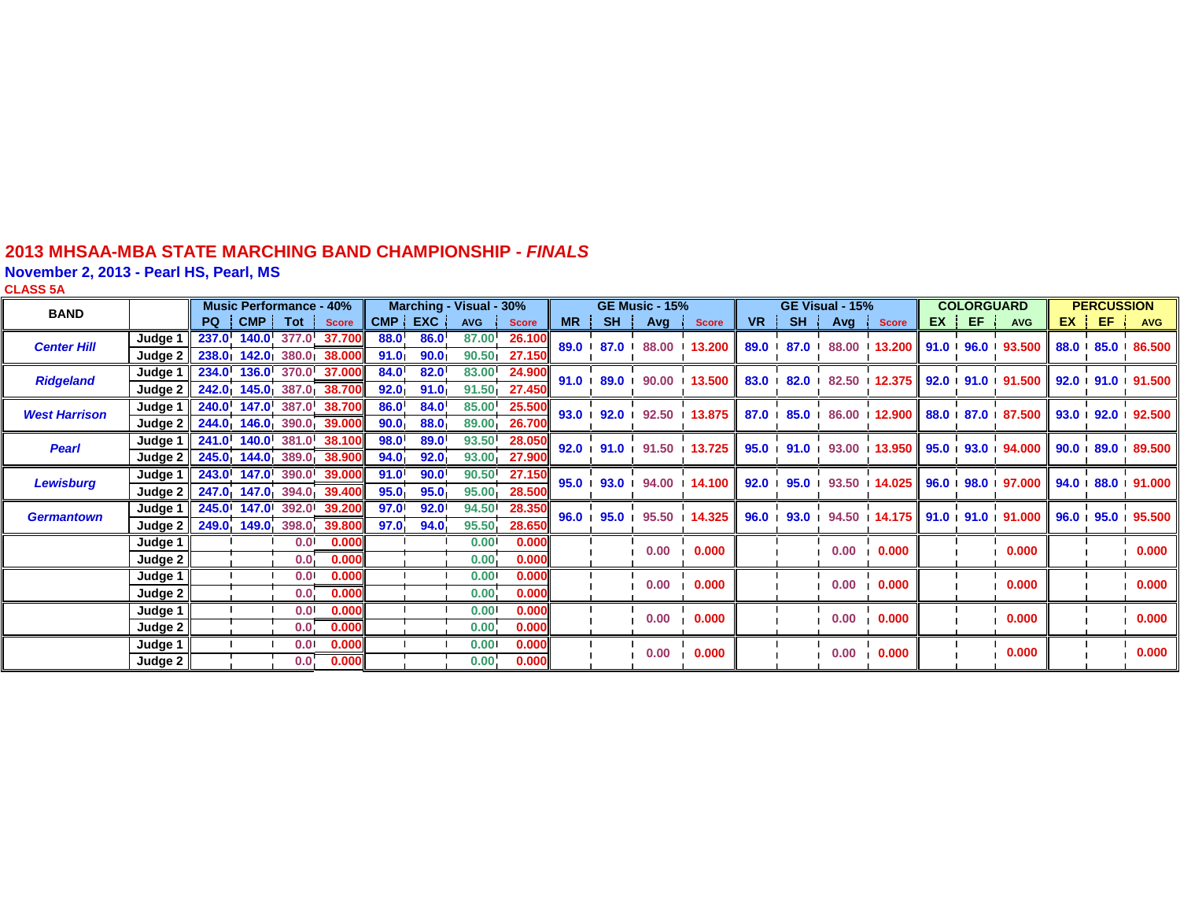# 2013 MHSAA-MBA STATE MARCHING BAND CHAMPIONSHIP - *FINALS*

**November 2, 2013 - Pearl HS, Pearl, MS**

**CLASS 5A**

| BAND | | Music Performance - 40% | | | | Marching - Visual - 30% | | | | GE Music - 15% | | | | GE Visual - 15% | | | | COLORGUARD | | | PERCUSSION | | |
|---|---|---|---|---|---|---|---|---|---|---|---|---|---|---|---|---|---|---|---|---|---|---|---|
| | | PQ | CMP | Tot | Score | CMP | EXC | AVG | Score | MR | SH | Avg | Score | VR | SH | Avg | Score | EX | EF | AVG | EX | EF | AVG |
| *Center Hill* | Judge 1 | 237.0 | 140.0 | 377.0 | 37.700 | 88.0 | 86.0 | 87.00 | 26.100 | 89.0 | 87.0 | 88.00 | 13.200 | 89.0 | 87.0 | 88.00 | 13.200 | 91.0 | 96.0 | 93.500 | 88.0 | 85.0 | 86.500 |
| | Judge 2 | 238.0 | 142.0 | 380.0 | 38.000 | 91.0 | 90.0 | 90.50 | 27.150 | | | | | | | | | | | | | | |
| *Ridgeland* | Judge 1 | 234.0 | 136.0 | 370.0 | 37.000 | 84.0 | 82.0 | 83.00 | 24.900 | 91.0 | 89.0 | 90.00 | 13.500 | 83.0 | 82.0 | 82.50 | 12.375 | 92.0 | 91.0 | 91.500 | 92.0 | 91.0 | 91.500 |
| | Judge 2 | 242.0 | 145.0 | 387.0 | 38.700 | 92.0 | 91.0 | 91.50 | 27.450 | | | | | | | | | | | | | | |
| *West Harrison* | Judge 1 | 240.0 | 147.0 | 387.0 | 38.700 | 86.0 | 84.0 | 85.00 | 25.500 | 93.0 | 92.0 | 92.50 | 13.875 | 87.0 | 85.0 | 86.00 | 12.900 | 88.0 | 87.0 | 87.500 | 93.0 | 92.0 | 92.500 |
| | Judge 2 | 244.0 | 146.0 | 390.0 | 39.000 | 90.0 | 88.0 | 89.00 | 26.700 | | | | | | | | | | | | | | |
| *Pearl* | Judge 1 | 241.0 | 140.0 | 381.0 | 38.100 | 98.0 | 89.0 | 93.50 | 28.050 | 92.0 | 91.0 | 91.50 | 13.725 | 95.0 | 91.0 | 93.00 | 13.950 | 95.0 | 93.0 | 94.000 | 90.0 | 89.0 | 89.500 |
| | Judge 2 | 245.0 | 144.0 | 389.0 | 38.900 | 94.0 | 92.0 | 93.00 | 27.900 | | | | | | | | | | | | | | |
| *Lewisburg* | Judge 1 | 243.0 | 147.0 | 390.0 | 39.000 | 91.0 | 90.0 | 90.50 | 27.150 | 95.0 | 93.0 | 94.00 | 14.100 | 92.0 | 95.0 | 93.50 | 14.025 | 96.0 | 98.0 | 97.000 | 94.0 | 88.0 | 91.000 |
| | Judge 2 | 247.0 | 147.0 | 394.0 | 39.400 | 95.0 | 95.0 | 95.00 | 28.500 | | | | | | | | | | | | | | |
| *Germantown* | Judge 1 | 245.0 | 147.0 | 392.0 | 39.200 | 97.0 | 92.0 | 94.50 | 28.350 | 96.0 | 95.0 | 95.50 | 14.325 | 96.0 | 93.0 | 94.50 | 14.175 | 91.0 | 91.0 | 91.000 | 96.0 | 95.0 | 95.500 |
| | Judge 2 | 249.0 | 149.0 | 398.0 | 39.800 | 97.0 | 94.0 | 95.50 | 28.650 | | | | | | | | | | | | | | |
| | Judge 1 | | | 0.0 | 0.000 | | | 0.00 | 0.000 | | | 0.00 | 0.000 | | | 0.00 | 0.000 | | | 0.000 | | | 0.000 |
| | Judge 2 | | | 0.0 | 0.000 | | | 0.00 | 0.000 | | | | | | | | | | | | | | |
| | Judge 1 | | | 0.0 | 0.000 | | | 0.00 | 0.000 | | | 0.00 | 0.000 | | | 0.00 | 0.000 | | | 0.000 | | | 0.000 |
| | Judge 2 | | | 0.0 | 0.000 | | | 0.00 | 0.000 | | | | | | | | | | | | | | |
| | Judge 1 | | | 0.0 | 0.000 | | | 0.00 | 0.000 | | | 0.00 | 0.000 | | | 0.00 | 0.000 | | | 0.000 | | | 0.000 |
| | Judge 2 | | | 0.0 | 0.000 | | | 0.00 | 0.000 | | | | | | | | | | | | | | |
| | Judge 1 | | | 0.0 | 0.000 | | | 0.00 | 0.000 | | | 0.00 | 0.000 | | | 0.00 | 0.000 | | | 0.000 | | | 0.000 |
| | Judge 2 | | | 0.0 | 0.000 | | | 0.00 | 0.000 | | | | | | | | | | | | | | |